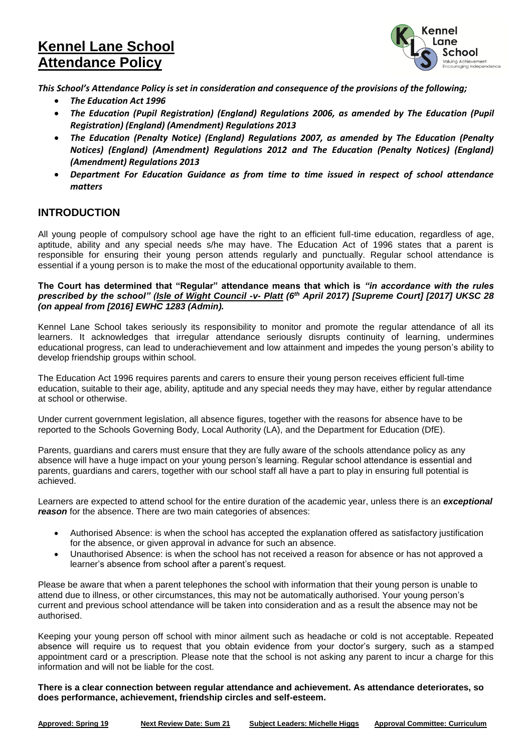# Kennel Lane School
# Attendance Policy

***This School's Attendance Policy is set in consideration and consequence of the provisions of the following;***

- ***The Education Act 1996***
- ***The Education (Pupil Registration) (England) Regulations 2006, as amended by The Education (Pupil Registration) (England) (Amendment) Regulations 2013***
- ***The Education (Penalty Notice) (England) Regulations 2007, as amended by The Education (Penalty Notices) (England) (Amendment) Regulations 2012 and The Education (Penalty Notices) (England) (Amendment) Regulations 2013***
- ***Department For Education Guidance as from time to time issued in respect of school attendance matters***

## INTRODUCTION

All young people of compulsory school age have the right to an efficient full-time education, regardless of age, aptitude, ability and any special needs s/he may have. The Education Act of 1996 states that a parent is responsible for ensuring their young person attends regularly and punctually. Regular school attendance is essential if a young person is to make the most of the educational opportunity available to them.

**The Court has determined that "Regular" attendance means that which is *"in accordance with the rules prescribed by the school" (Isle of Wight Council -v- Platt (6th April 2017) [Supreme Court] [2017] UKSC 28 (on appeal from [2016] EWHC 1283 (Admin).***

Kennel Lane School takes seriously its responsibility to monitor and promote the regular attendance of all its learners. It acknowledges that irregular attendance seriously disrupts continuity of learning, undermines educational progress, can lead to underachievement and low attainment and impedes the young person's ability to develop friendship groups within school.

The Education Act 1996 requires parents and carers to ensure their young person receives efficient full-time education, suitable to their age, ability, aptitude and any special needs they may have, either by regular attendance at school or otherwise.

Under current government legislation, all absence figures, together with the reasons for absence have to be reported to the Schools Governing Body, Local Authority (LA), and the Department for Education (DfE).

Parents, guardians and carers must ensure that they are fully aware of the schools attendance policy as any absence will have a huge impact on your young person's learning. Regular school attendance is essential and parents, guardians and carers, together with our school staff all have a part to play in ensuring full potential is achieved.

Learners are expected to attend school for the entire duration of the academic year, unless there is an ***exceptional reason*** for the absence. There are two main categories of absences:

- Authorised Absence: is when the school has accepted the explanation offered as satisfactory justification for the absence, or given approval in advance for such an absence.
- Unauthorised Absence: is when the school has not received a reason for absence or has not approved a learner's absence from school after a parent's request.

Please be aware that when a parent telephones the school with information that their young person is unable to attend due to illness, or other circumstances, this may not be automatically authorised. Your young person's current and previous school attendance will be taken into consideration and as a result the absence may not be authorised.

Keeping your young person off school with minor ailment such as headache or cold is not acceptable. Repeated absence will require us to request that you obtain evidence from your doctor's surgery, such as a stamped appointment card or a prescription. Please note that the school is not asking any parent to incur a charge for this information and will not be liable for the cost.

**There is a clear connection between regular attendance and achievement. As attendance deteriorates, so does performance, achievement, friendship circles and self-esteem.**

**Approved: Spring 19** **Next Review Date: Sum 21** **Subject Leaders: Michelle Higgs** **Approval Committee: Curriculum**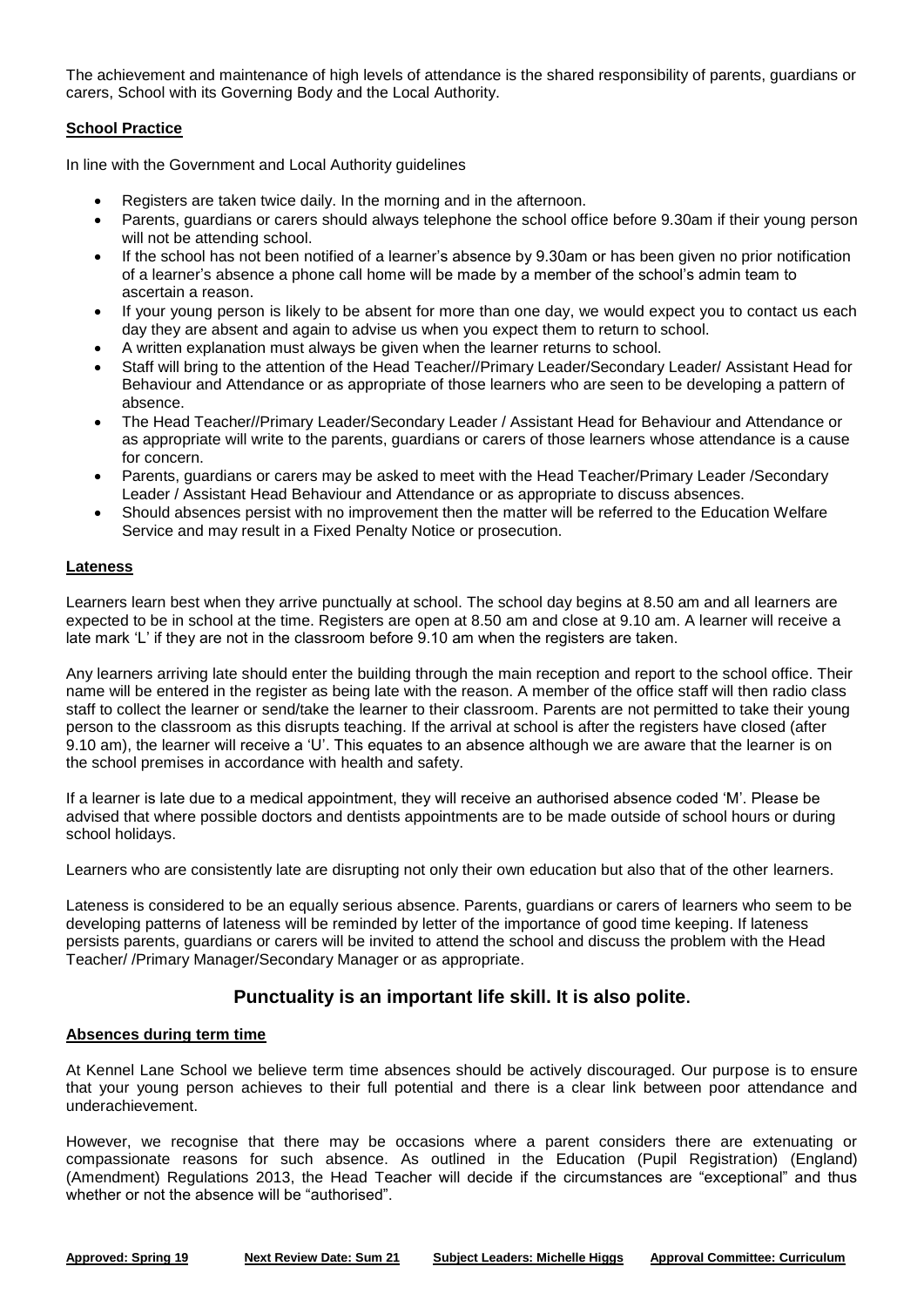The achievement and maintenance of high levels of attendance is the shared responsibility of parents, guardians or carers, School with its Governing Body and the Local Authority.

**School Practice**

In line with the Government and Local Authority guidelines

- Registers are taken twice daily. In the morning and in the afternoon.
- Parents, guardians or carers should always telephone the school office before 9.30am if their young person will not be attending school.
- If the school has not been notified of a learner's absence by 9.30am or has been given no prior notification of a learner's absence a phone call home will be made by a member of the school's admin team to ascertain a reason.
- If your young person is likely to be absent for more than one day, we would expect you to contact us each day they are absent and again to advise us when you expect them to return to school.
- A written explanation must always be given when the learner returns to school.
- Staff will bring to the attention of the Head Teacher//Primary Leader/Secondary Leader/ Assistant Head for Behaviour and Attendance or as appropriate of those learners who are seen to be developing a pattern of absence.
- The Head Teacher//Primary Leader/Secondary Leader / Assistant Head for Behaviour and Attendance or as appropriate will write to the parents, guardians or carers of those learners whose attendance is a cause for concern.
- Parents, guardians or carers may be asked to meet with the Head Teacher/Primary Leader /Secondary Leader / Assistant Head Behaviour and Attendance or as appropriate to discuss absences.
- Should absences persist with no improvement then the matter will be referred to the Education Welfare Service and may result in a Fixed Penalty Notice or prosecution.

**Lateness**

Learners learn best when they arrive punctually at school. The school day begins at 8.50 am and all learners are expected to be in school at the time. Registers are open at 8.50 am and close at 9.10 am. A learner will receive a late mark 'L' if they are not in the classroom before 9.10 am when the registers are taken.

Any learners arriving late should enter the building through the main reception and report to the school office. Their name will be entered in the register as being late with the reason. A member of the office staff will then radio class staff to collect the learner or send/take the learner to their classroom. Parents are not permitted to take their young person to the classroom as this disrupts teaching. If the arrival at school is after the registers have closed (after 9.10 am), the learner will receive a 'U'. This equates to an absence although we are aware that the learner is on the school premises in accordance with health and safety.

If a learner is late due to a medical appointment, they will receive an authorised absence coded 'M'. Please be advised that where possible doctors and dentists appointments are to be made outside of school hours or during school holidays.

Learners who are consistently late are disrupting not only their own education but also that of the other learners.

Lateness is considered to be an equally serious absence. Parents, guardians or carers of learners who seem to be developing patterns of lateness will be reminded by letter of the importance of good time keeping. If lateness persists parents, guardians or carers will be invited to attend the school and discuss the problem with the Head Teacher/ /Primary Manager/Secondary Manager or as appropriate.

**Punctuality is an important life skill. It is also polite.**

**Absences during term time**

At Kennel Lane School we believe term time absences should be actively discouraged. Our purpose is to ensure that your young person achieves to their full potential and there is a clear link between poor attendance and underachievement.

However, we recognise that there may be occasions where a parent considers there are extenuating or compassionate reasons for such absence. As outlined in the Education (Pupil Registration) (England) (Amendment) Regulations 2013, the Head Teacher will decide if the circumstances are "exceptional" and thus whether or not the absence will be "authorised".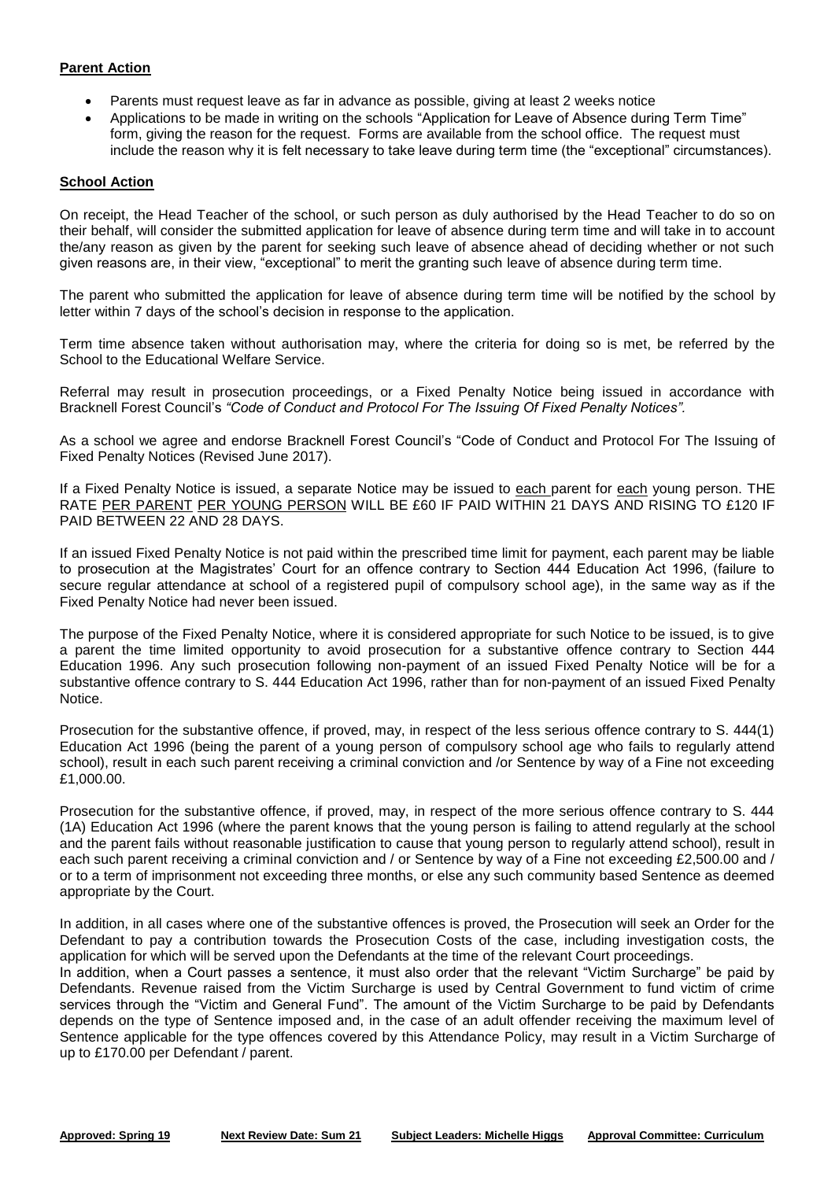**Parent Action**

- Parents must request leave as far in advance as possible, giving at least 2 weeks notice
- Applications to be made in writing on the schools "Application for Leave of Absence during Term Time" form, giving the reason for the request. Forms are available from the school office. The request must include the reason why it is felt necessary to take leave during term time (the "exceptional" circumstances).

**School Action**

On receipt, the Head Teacher of the school, or such person as duly authorised by the Head Teacher to do so on their behalf, will consider the submitted application for leave of absence during term time and will take in to account the/any reason as given by the parent for seeking such leave of absence ahead of deciding whether or not such given reasons are, in their view, "exceptional" to merit the granting such leave of absence during term time.

The parent who submitted the application for leave of absence during term time will be notified by the school by letter within 7 days of the school's decision in response to the application.

Term time absence taken without authorisation may, where the criteria for doing so is met, be referred by the School to the Educational Welfare Service.

Referral may result in prosecution proceedings, or a Fixed Penalty Notice being issued in accordance with Bracknell Forest Council's *"Code of Conduct and Protocol For The Issuing Of Fixed Penalty Notices".*

As a school we agree and endorse Bracknell Forest Council's "Code of Conduct and Protocol For The Issuing of Fixed Penalty Notices (Revised June 2017).

If a Fixed Penalty Notice is issued, a separate Notice may be issued to each parent for each young person. THE RATE PER PARENT PER YOUNG PERSON WILL BE £60 IF PAID WITHIN 21 DAYS AND RISING TO £120 IF PAID BETWEEN 22 AND 28 DAYS.

If an issued Fixed Penalty Notice is not paid within the prescribed time limit for payment, each parent may be liable to prosecution at the Magistrates' Court for an offence contrary to Section 444 Education Act 1996, (failure to secure regular attendance at school of a registered pupil of compulsory school age), in the same way as if the Fixed Penalty Notice had never been issued.

The purpose of the Fixed Penalty Notice, where it is considered appropriate for such Notice to be issued, is to give a parent the time limited opportunity to avoid prosecution for a substantive offence contrary to Section 444 Education 1996. Any such prosecution following non-payment of an issued Fixed Penalty Notice will be for a substantive offence contrary to S. 444 Education Act 1996, rather than for non-payment of an issued Fixed Penalty Notice.

Prosecution for the substantive offence, if proved, may, in respect of the less serious offence contrary to S. 444(1) Education Act 1996 (being the parent of a young person of compulsory school age who fails to regularly attend school), result in each such parent receiving a criminal conviction and /or Sentence by way of a Fine not exceeding £1,000.00.

Prosecution for the substantive offence, if proved, may, in respect of the more serious offence contrary to S. 444 (1A) Education Act 1996 (where the parent knows that the young person is failing to attend regularly at the school and the parent fails without reasonable justification to cause that young person to regularly attend school), result in each such parent receiving a criminal conviction and / or Sentence by way of a Fine not exceeding £2,500.00 and / or to a term of imprisonment not exceeding three months, or else any such community based Sentence as deemed appropriate by the Court.

In addition, in all cases where one of the substantive offences is proved, the Prosecution will seek an Order for the Defendant to pay a contribution towards the Prosecution Costs of the case, including investigation costs, the application for which will be served upon the Defendants at the time of the relevant Court proceedings.
In addition, when a Court passes a sentence, it must also order that the relevant "Victim Surcharge" be paid by Defendants. Revenue raised from the Victim Surcharge is used by Central Government to fund victim of crime services through the "Victim and General Fund". The amount of the Victim Surcharge to be paid by Defendants depends on the type of Sentence imposed and, in the case of an adult offender receiving the maximum level of Sentence applicable for the type offences covered by this Attendance Policy, may result in a Victim Surcharge of up to £170.00 per Defendant / parent.

**Approved: Spring 19** **Next Review Date: Sum 21** **Subject Leaders: Michelle Higgs** **Approval Committee: Curriculum**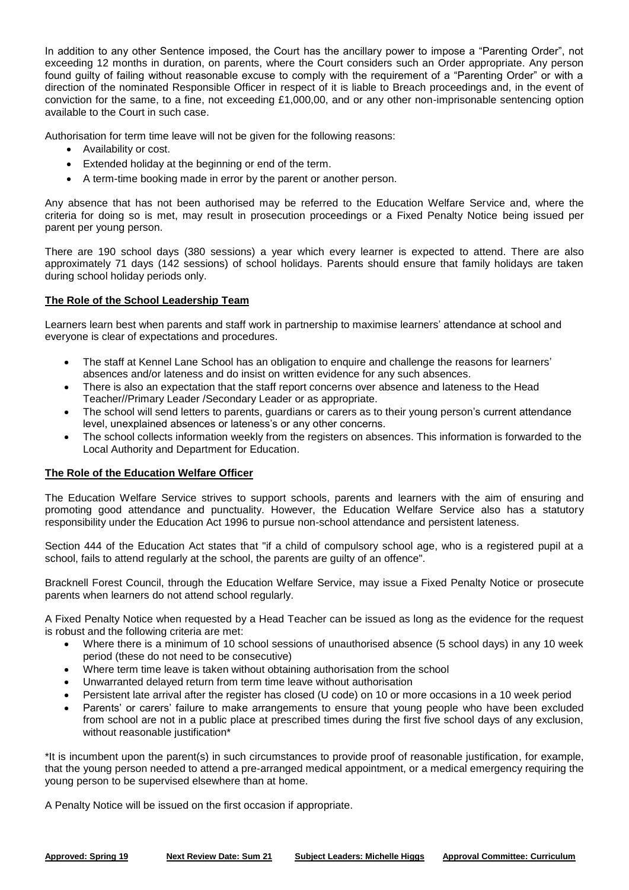In addition to any other Sentence imposed, the Court has the ancillary power to impose a "Parenting Order", not exceeding 12 months in duration, on parents, where the Court considers such an Order appropriate. Any person found guilty of failing without reasonable excuse to comply with the requirement of a "Parenting Order" or with a direction of the nominated Responsible Officer in respect of it is liable to Breach proceedings and, in the event of conviction for the same, to a fine, not exceeding £1,000,00, and or any other non-imprisonable sentencing option available to the Court in such case.

Authorisation for term time leave will not be given for the following reasons:

- Availability or cost.
- Extended holiday at the beginning or end of the term.
- A term-time booking made in error by the parent or another person.

Any absence that has not been authorised may be referred to the Education Welfare Service and, where the criteria for doing so is met, may result in prosecution proceedings or a Fixed Penalty Notice being issued per parent per young person.

There are 190 school days (380 sessions) a year which every learner is expected to attend. There are also approximately 71 days (142 sessions) of school holidays. Parents should ensure that family holidays are taken during school holiday periods only.

**The Role of the School Leadership Team**

Learners learn best when parents and staff work in partnership to maximise learners' attendance at school and everyone is clear of expectations and procedures.

- The staff at Kennel Lane School has an obligation to enquire and challenge the reasons for learners' absences and/or lateness and do insist on written evidence for any such absences.
- There is also an expectation that the staff report concerns over absence and lateness to the Head Teacher//Primary Leader /Secondary Leader or as appropriate.
- The school will send letters to parents, guardians or carers as to their young person's current attendance level, unexplained absences or lateness's or any other concerns.
- The school collects information weekly from the registers on absences. This information is forwarded to the Local Authority and Department for Education.

**The Role of the Education Welfare Officer**

The Education Welfare Service strives to support schools, parents and learners with the aim of ensuring and promoting good attendance and punctuality. However, the Education Welfare Service also has a statutory responsibility under the Education Act 1996 to pursue non-school attendance and persistent lateness.

Section 444 of the Education Act states that "if a child of compulsory school age, who is a registered pupil at a school, fails to attend regularly at the school, the parents are guilty of an offence".

Bracknell Forest Council, through the Education Welfare Service, may issue a Fixed Penalty Notice or prosecute parents when learners do not attend school regularly.

A Fixed Penalty Notice when requested by a Head Teacher can be issued as long as the evidence for the request is robust and the following criteria are met:

- Where there is a minimum of 10 school sessions of unauthorised absence (5 school days) in any 10 week period (these do not need to be consecutive)
- Where term time leave is taken without obtaining authorisation from the school
- Unwarranted delayed return from term time leave without authorisation
- Persistent late arrival after the register has closed (U code) on 10 or more occasions in a 10 week period
- Parents' or carers' failure to make arrangements to ensure that young people who have been excluded from school are not in a public place at prescribed times during the first five school days of any exclusion, without reasonable justification*

*It is incumbent upon the parent(s) in such circumstances to provide proof of reasonable justification, for example, that the young person needed to attend a pre-arranged medical appointment, or a medical emergency requiring the young person to be supervised elsewhere than at home.

A Penalty Notice will be issued on the first occasion if appropriate.

**Approved: Spring 19** **Next Review Date: Sum 21** **Subject Leaders: Michelle Higgs** **Approval Committee: Curriculum**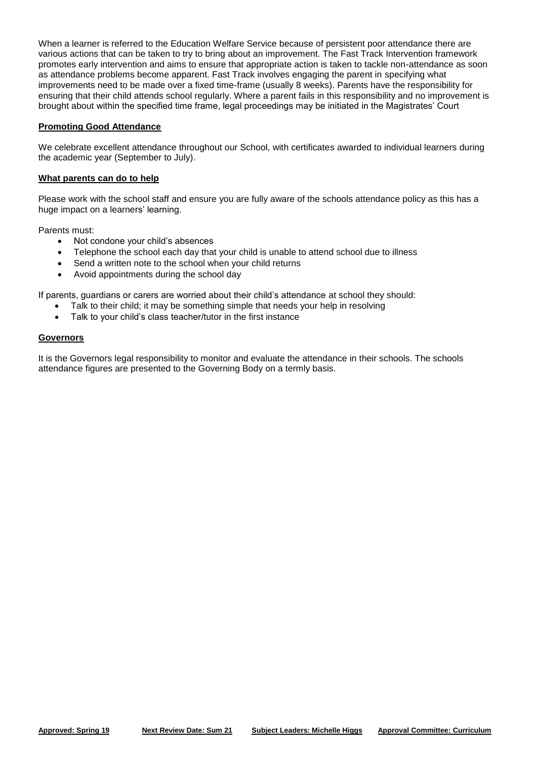When a learner is referred to the Education Welfare Service because of persistent poor attendance there are various actions that can be taken to try to bring about an improvement. The Fast Track Intervention framework promotes early intervention and aims to ensure that appropriate action is taken to tackle non-attendance as soon as attendance problems become apparent. Fast Track involves engaging the parent in specifying what improvements need to be made over a fixed time-frame (usually 8 weeks). Parents have the responsibility for ensuring that their child attends school regularly. Where a parent fails in this responsibility and no improvement is brought about within the specified time frame, legal proceedings may be initiated in the Magistrates' Court

## **Promoting Good Attendance**

We celebrate excellent attendance throughout our School, with certificates awarded to individual learners during the academic year (September to July).

## **What parents can do to help**

Please work with the school staff and ensure you are fully aware of the schools attendance policy as this has a huge impact on a learners' learning.

Parents must:

- Not condone your child's absences
- Telephone the school each day that your child is unable to attend school due to illness
- Send a written note to the school when your child returns
- Avoid appointments during the school day

If parents, guardians or carers are worried about their child's attendance at school they should:

- Talk to their child; it may be something simple that needs your help in resolving
- Talk to your child's class teacher/tutor in the first instance

## **Governors**

It is the Governors legal responsibility to monitor and evaluate the attendance in their schools. The schools attendance figures are presented to the Governing Body on a termly basis.